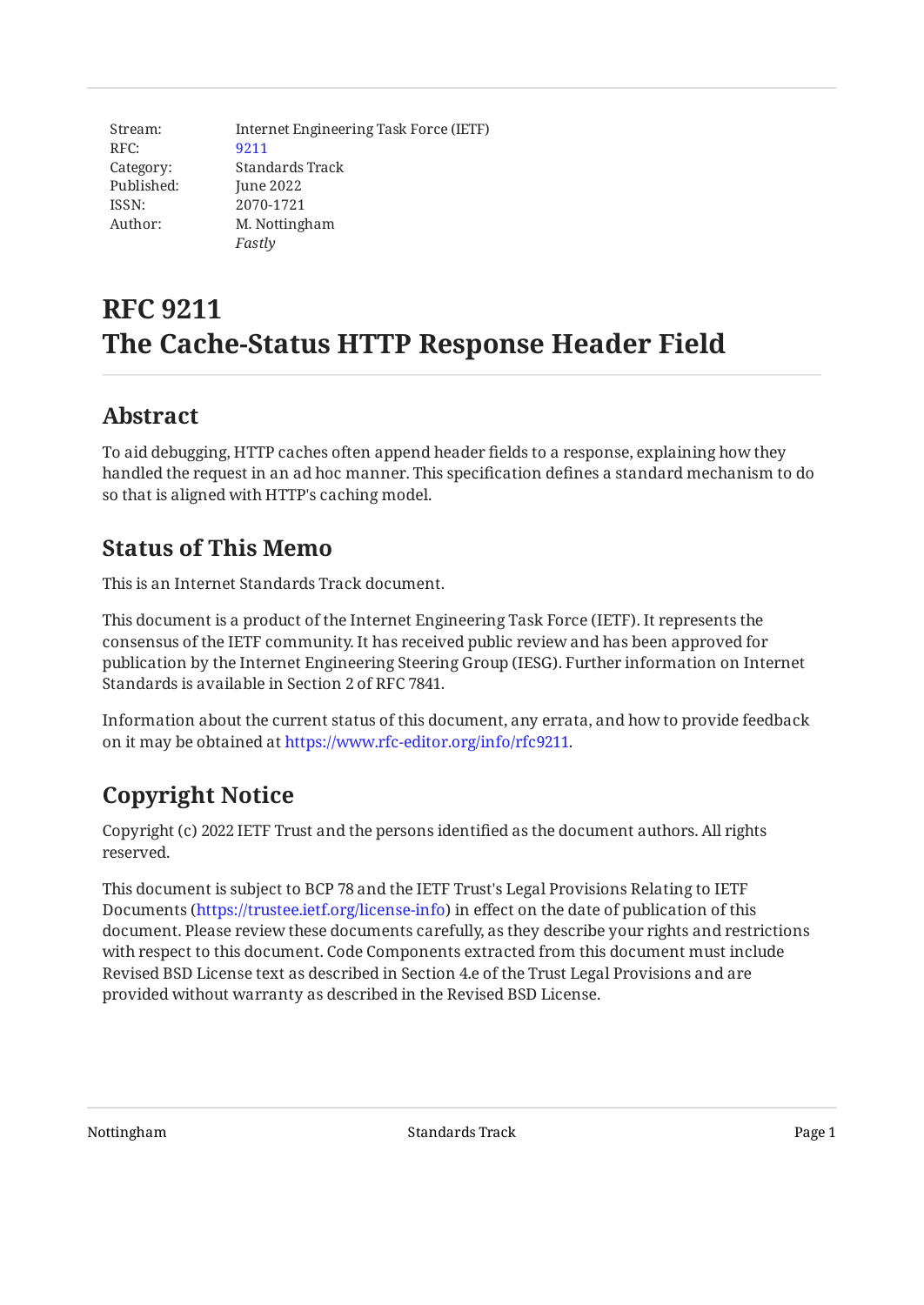Stream: Internet Engineering Task Force (IETF)
RFC: 9211
Category: Standards Track
Published: June 2022
ISSN: 2070-1721
Author: M. Nottingham
*Fastly*

# RFC 9211
# The Cache-Status HTTP Response Header Field

## Abstract

To aid debugging, HTTP caches often append header fields to a response, explaining how they handled the request in an ad hoc manner. This specification defines a standard mechanism to do so that is aligned with HTTP's caching model.

## Status of This Memo

This is an Internet Standards Track document.

This document is a product of the Internet Engineering Task Force (IETF). It represents the consensus of the IETF community. It has received public review and has been approved for publication by the Internet Engineering Steering Group (IESG). Further information on Internet Standards is available in Section 2 of RFC 7841.

Information about the current status of this document, any errata, and how to provide feedback on it may be obtained at https://www.rfc-editor.org/info/rfc9211.

## Copyright Notice

Copyright (c) 2022 IETF Trust and the persons identified as the document authors. All rights reserved.

This document is subject to BCP 78 and the IETF Trust's Legal Provisions Relating to IETF Documents (https://trustee.ietf.org/license-info) in effect on the date of publication of this document. Please review these documents carefully, as they describe your rights and restrictions with respect to this document. Code Components extracted from this document must include Revised BSD License text as described in Section 4.e of the Trust Legal Provisions and are provided without warranty as described in the Revised BSD License.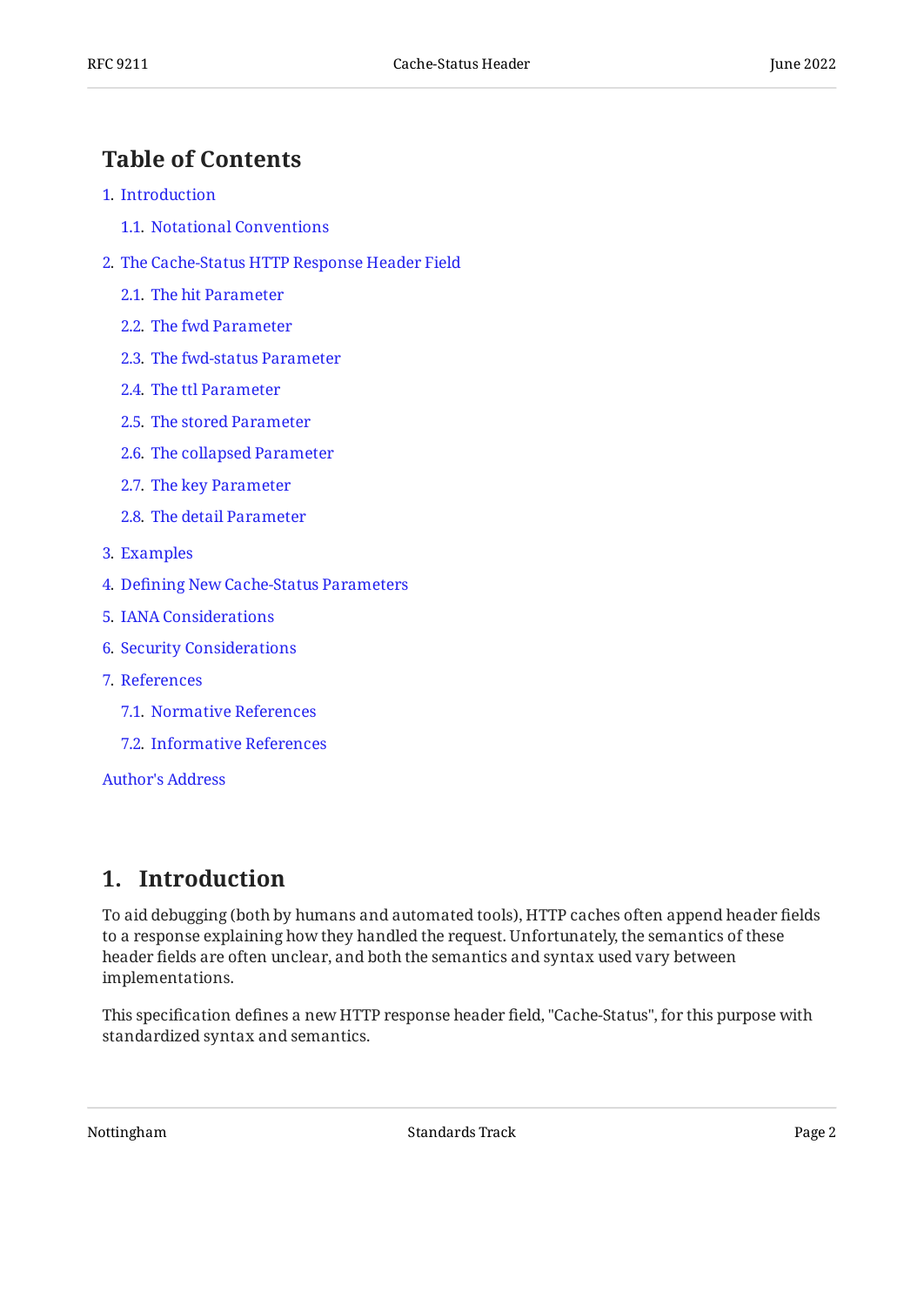## Table of Contents

1. Introduction
   - 1.1. Notational Conventions
2. The Cache-Status HTTP Response Header Field
   - 2.1. The hit Parameter
   - 2.2. The fwd Parameter
   - 2.3. The fwd-status Parameter
   - 2.4. The ttl Parameter
   - 2.5. The stored Parameter
   - 2.6. The collapsed Parameter
   - 2.7. The key Parameter
   - 2.8. The detail Parameter
3. Examples
4. Defining New Cache-Status Parameters
5. IANA Considerations
6. Security Considerations
7. References
   - 7.1. Normative References
   - 7.2. Informative References

Author's Address

# 1. Introduction

To aid debugging (both by humans and automated tools), HTTP caches often append header fields to a response explaining how they handled the request. Unfortunately, the semantics of these header fields are often unclear, and both the semantics and syntax used vary between implementations.

This specification defines a new HTTP response header field, "Cache-Status", for this purpose with standardized syntax and semantics.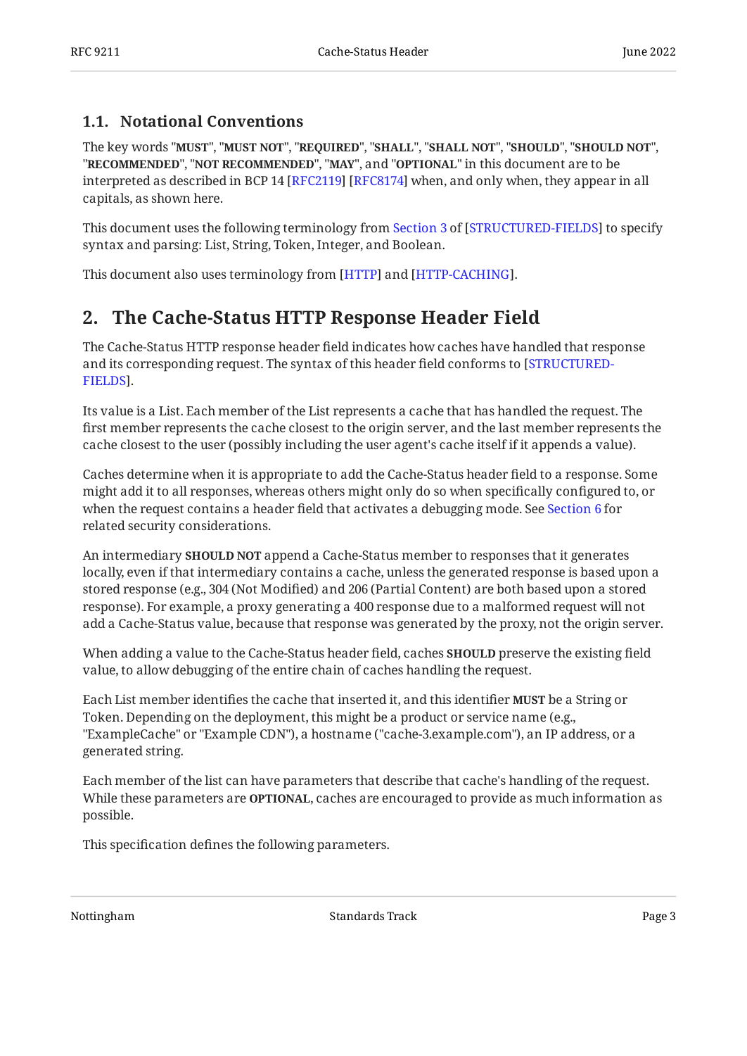### 1.1. Notational Conventions

The key words "**MUST**", "**MUST NOT**", "**REQUIRED**", "**SHALL**", "**SHALL NOT**", "**SHOULD**", "**SHOULD NOT**", "**RECOMMENDED**", "**NOT RECOMMENDED**", "**MAY**", and "**OPTIONAL**" in this document are to be interpreted as described in BCP 14 [RFC2119] [RFC8174] when, and only when, they appear in all capitals, as shown here.

This document uses the following terminology from Section 3 of [STRUCTURED-FIELDS] to specify syntax and parsing: List, String, Token, Integer, and Boolean.

This document also uses terminology from [HTTP] and [HTTP-CACHING].

## 2. The Cache-Status HTTP Response Header Field

The Cache-Status HTTP response header field indicates how caches have handled that response and its corresponding request. The syntax of this header field conforms to [STRUCTURED-FIELDS].

Its value is a List. Each member of the List represents a cache that has handled the request. The first member represents the cache closest to the origin server, and the last member represents the cache closest to the user (possibly including the user agent's cache itself if it appends a value).

Caches determine when it is appropriate to add the Cache-Status header field to a response. Some might add it to all responses, whereas others might only do so when specifically configured to, or when the request contains a header field that activates a debugging mode. See Section 6 for related security considerations.

An intermediary **SHOULD NOT** append a Cache-Status member to responses that it generates locally, even if that intermediary contains a cache, unless the generated response is based upon a stored response (e.g., 304 (Not Modified) and 206 (Partial Content) are both based upon a stored response). For example, a proxy generating a 400 response due to a malformed request will not add a Cache-Status value, because that response was generated by the proxy, not the origin server.

When adding a value to the Cache-Status header field, caches **SHOULD** preserve the existing field value, to allow debugging of the entire chain of caches handling the request.

Each List member identifies the cache that inserted it, and this identifier **MUST** be a String or Token. Depending on the deployment, this might be a product or service name (e.g., "ExampleCache" or "Example CDN"), a hostname ("cache-3.example.com"), an IP address, or a generated string.

Each member of the list can have parameters that describe that cache's handling of the request. While these parameters are **OPTIONAL**, caches are encouraged to provide as much information as possible.

This specification defines the following parameters.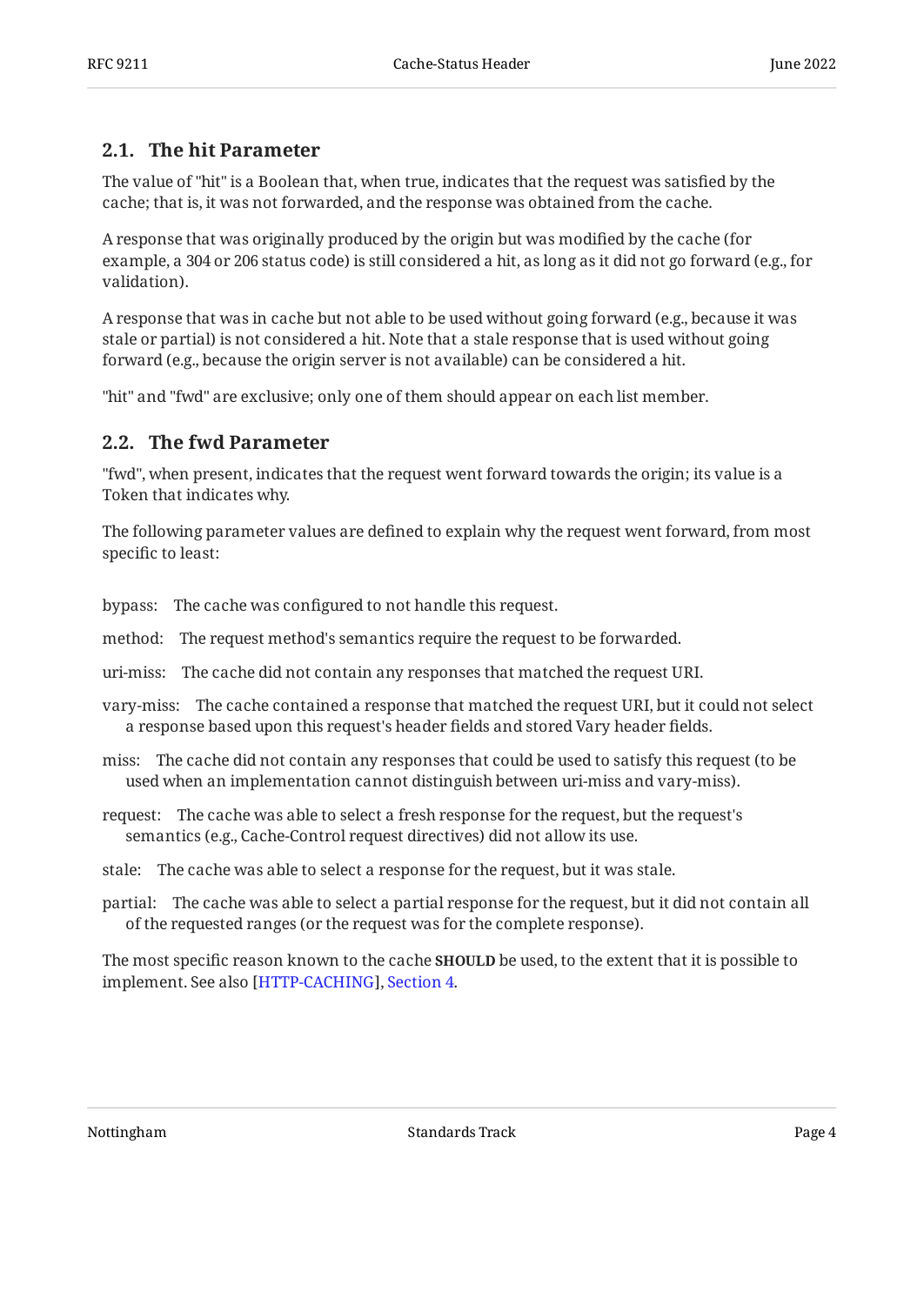## 2.1. The hit Parameter

The value of "hit" is a Boolean that, when true, indicates that the request was satisfied by the cache; that is, it was not forwarded, and the response was obtained from the cache.

A response that was originally produced by the origin but was modified by the cache (for example, a 304 or 206 status code) is still considered a hit, as long as it did not go forward (e.g., for validation).

A response that was in cache but not able to be used without going forward (e.g., because it was stale or partial) is not considered a hit. Note that a stale response that is used without going forward (e.g., because the origin server is not available) can be considered a hit.

"hit" and "fwd" are exclusive; only one of them should appear on each list member.

## 2.2. The fwd Parameter

"fwd", when present, indicates that the request went forward towards the origin; its value is a Token that indicates why.

The following parameter values are defined to explain why the request went forward, from most specific to least:

bypass: The cache was configured to not handle this request.

method: The request method's semantics require the request to be forwarded.

uri-miss: The cache did not contain any responses that matched the request URI.

vary-miss: The cache contained a response that matched the request URI, but it could not select a response based upon this request's header fields and stored Vary header fields.

miss: The cache did not contain any responses that could be used to satisfy this request (to be used when an implementation cannot distinguish between uri-miss and vary-miss).

request: The cache was able to select a fresh response for the request, but the request's semantics (e.g., Cache-Control request directives) did not allow its use.

stale: The cache was able to select a response for the request, but it was stale.

partial: The cache was able to select a partial response for the request, but it did not contain all of the requested ranges (or the request was for the complete response).

The most specific reason known to the cache **SHOULD** be used, to the extent that it is possible to implement. See also [HTTP-CACHING], Section 4.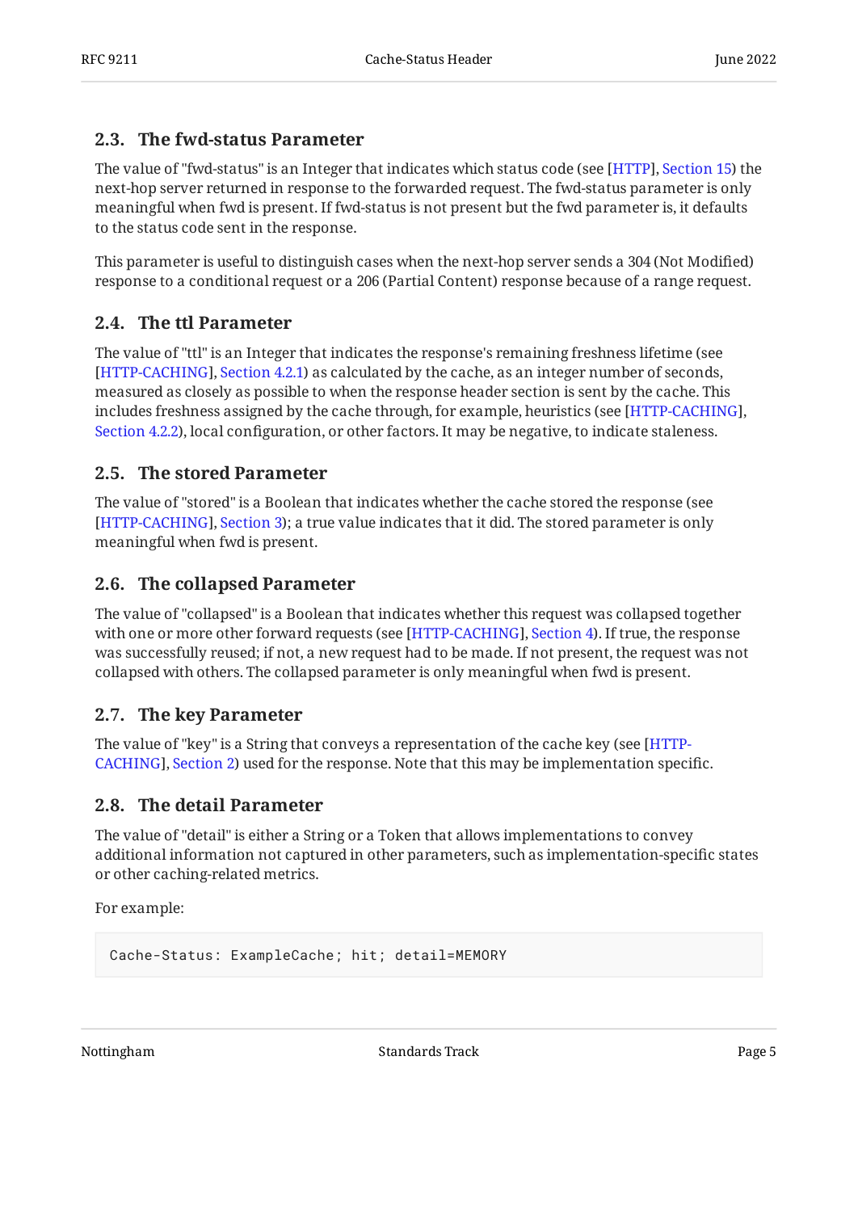### 2.3. The fwd-status Parameter

The value of "fwd-status" is an Integer that indicates which status code (see [HTTP], Section 15) the next-hop server returned in response to the forwarded request. The fwd-status parameter is only meaningful when fwd is present. If fwd-status is not present but the fwd parameter is, it defaults to the status code sent in the response.

This parameter is useful to distinguish cases when the next-hop server sends a 304 (Not Modified) response to a conditional request or a 206 (Partial Content) response because of a range request.

### 2.4. The ttl Parameter

The value of "ttl" is an Integer that indicates the response's remaining freshness lifetime (see [HTTP-CACHING], Section 4.2.1) as calculated by the cache, as an integer number of seconds, measured as closely as possible to when the response header section is sent by the cache. This includes freshness assigned by the cache through, for example, heuristics (see [HTTP-CACHING], Section 4.2.2), local configuration, or other factors. It may be negative, to indicate staleness.

### 2.5. The stored Parameter

The value of "stored" is a Boolean that indicates whether the cache stored the response (see [HTTP-CACHING], Section 3); a true value indicates that it did. The stored parameter is only meaningful when fwd is present.

### 2.6. The collapsed Parameter

The value of "collapsed" is a Boolean that indicates whether this request was collapsed together with one or more other forward requests (see [HTTP-CACHING], Section 4). If true, the response was successfully reused; if not, a new request had to be made. If not present, the request was not collapsed with others. The collapsed parameter is only meaningful when fwd is present.

### 2.7. The key Parameter

The value of "key" is a String that conveys a representation of the cache key (see [HTTP-CACHING], Section 2) used for the response. Note that this may be implementation specific.

### 2.8. The detail Parameter

The value of "detail" is either a String or a Token that allows implementations to convey additional information not captured in other parameters, such as implementation-specific states or other caching-related metrics.

For example:

```
Cache-Status: ExampleCache; hit; detail=MEMORY
```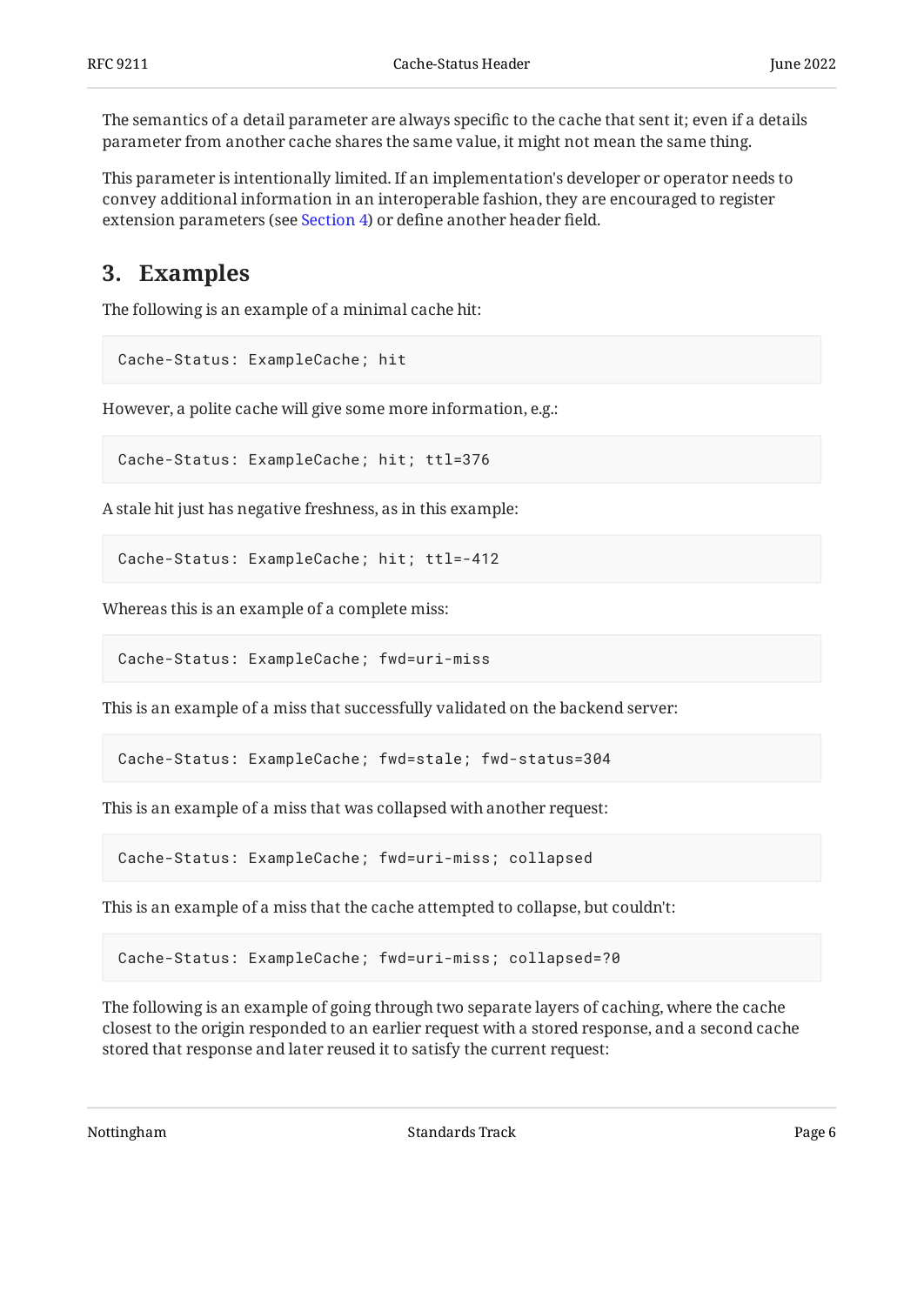The semantics of a detail parameter are always specific to the cache that sent it; even if a details parameter from another cache shares the same value, it might not mean the same thing.

This parameter is intentionally limited. If an implementation's developer or operator needs to convey additional information in an interoperable fashion, they are encouraged to register extension parameters (see Section 4) or define another header field.

## 3. Examples

The following is an example of a minimal cache hit:

```
Cache-Status: ExampleCache; hit
```

However, a polite cache will give some more information, e.g.:

```
Cache-Status: ExampleCache; hit; ttl=376
```

A stale hit just has negative freshness, as in this example:

```
Cache-Status: ExampleCache; hit; ttl=-412
```

Whereas this is an example of a complete miss:

```
Cache-Status: ExampleCache; fwd=uri-miss
```

This is an example of a miss that successfully validated on the backend server:

```
Cache-Status: ExampleCache; fwd=stale; fwd-status=304
```

This is an example of a miss that was collapsed with another request:

```
Cache-Status: ExampleCache; fwd=uri-miss; collapsed
```

This is an example of a miss that the cache attempted to collapse, but couldn't:

```
Cache-Status: ExampleCache; fwd=uri-miss; collapsed=?0
```

The following is an example of going through two separate layers of caching, where the cache closest to the origin responded to an earlier request with a stored response, and a second cache stored that response and later reused it to satisfy the current request: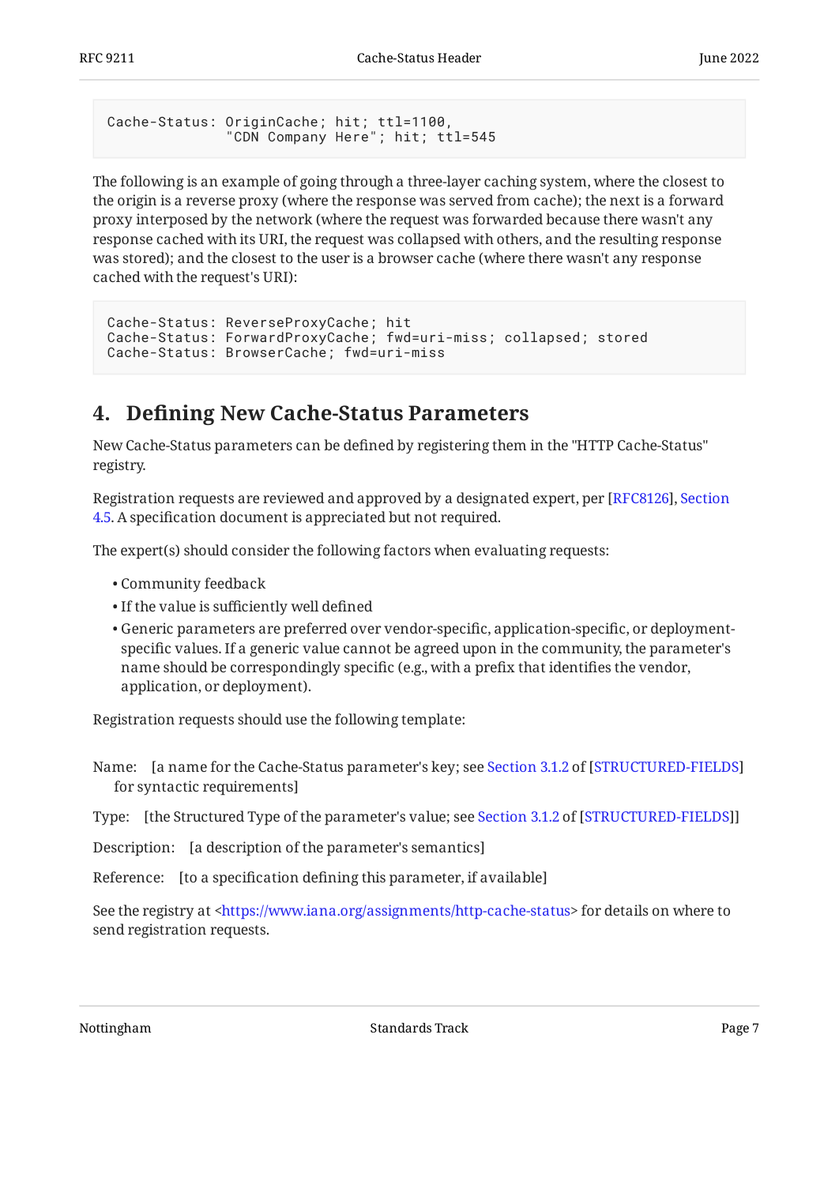```
Cache-Status: OriginCache; hit; ttl=1100,
              "CDN Company Here"; hit; ttl=545
```

The following is an example of going through a three-layer caching system, where the closest to the origin is a reverse proxy (where the response was served from cache); the next is a forward proxy interposed by the network (where the request was forwarded because there wasn't any response cached with its URI, the request was collapsed with others, and the resulting response was stored); and the closest to the user is a browser cache (where there wasn't any response cached with the request's URI):

```
Cache-Status: ReverseProxyCache; hit
Cache-Status: ForwardProxyCache; fwd=uri-miss; collapsed; stored
Cache-Status: BrowserCache; fwd=uri-miss
```

## 4. Defining New Cache-Status Parameters

New Cache-Status parameters can be defined by registering them in the "HTTP Cache-Status" registry.

Registration requests are reviewed and approved by a designated expert, per [RFC8126], Section 4.5. A specification document is appreciated but not required.

The expert(s) should consider the following factors when evaluating requests:

- Community feedback
- If the value is sufficiently well defined
- Generic parameters are preferred over vendor-specific, application-specific, or deployment-specific values. If a generic value cannot be agreed upon in the community, the parameter's name should be correspondingly specific (e.g., with a prefix that identifies the vendor, application, or deployment).

Registration requests should use the following template:

Name: [a name for the Cache-Status parameter's key; see Section 3.1.2 of [STRUCTURED-FIELDS] for syntactic requirements]

Type: [the Structured Type of the parameter's value; see Section 3.1.2 of [STRUCTURED-FIELDS]]

Description: [a description of the parameter's semantics]

Reference: [to a specification defining this parameter, if available]

See the registry at <https://www.iana.org/assignments/http-cache-status> for details on where to send registration requests.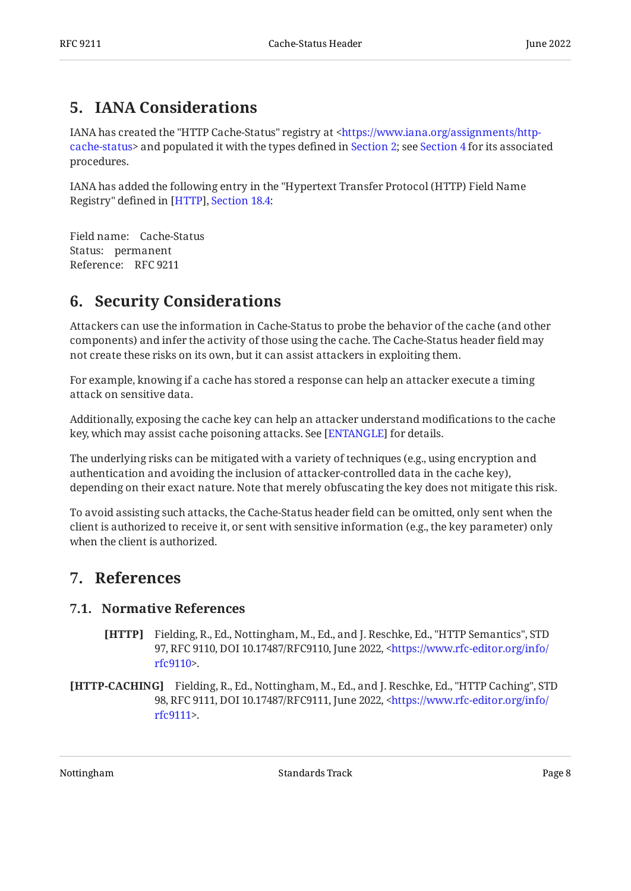## 5. IANA Considerations

IANA has created the "HTTP Cache-Status" registry at <https://www.iana.org/assignments/http-cache-status> and populated it with the types defined in Section 2; see Section 4 for its associated procedures.

IANA has added the following entry in the "Hypertext Transfer Protocol (HTTP) Field Name Registry" defined in [HTTP], Section 18.4:

Field name: Cache-Status
Status: permanent
Reference: RFC 9211

## 6. Security Considerations

Attackers can use the information in Cache-Status to probe the behavior of the cache (and other components) and infer the activity of those using the cache. The Cache-Status header field may not create these risks on its own, but it can assist attackers in exploiting them.

For example, knowing if a cache has stored a response can help an attacker execute a timing attack on sensitive data.

Additionally, exposing the cache key can help an attacker understand modifications to the cache key, which may assist cache poisoning attacks. See [ENTANGLE] for details.

The underlying risks can be mitigated with a variety of techniques (e.g., using encryption and authentication and avoiding the inclusion of attacker-controlled data in the cache key), depending on their exact nature. Note that merely obfuscating the key does not mitigate this risk.

To avoid assisting such attacks, the Cache-Status header field can be omitted, only sent when the client is authorized to receive it, or sent with sensitive information (e.g., the key parameter) only when the client is authorized.

## 7. References

### 7.1. Normative References

**[HTTP]** Fielding, R., Ed., Nottingham, M., Ed., and J. Reschke, Ed., "HTTP Semantics", STD 97, RFC 9110, DOI 10.17487/RFC9110, June 2022, <https://www.rfc-editor.org/info/rfc9110>.

**[HTTP-CACHING]** Fielding, R., Ed., Nottingham, M., Ed., and J. Reschke, Ed., "HTTP Caching", STD 98, RFC 9111, DOI 10.17487/RFC9111, June 2022, <https://www.rfc-editor.org/info/rfc9111>.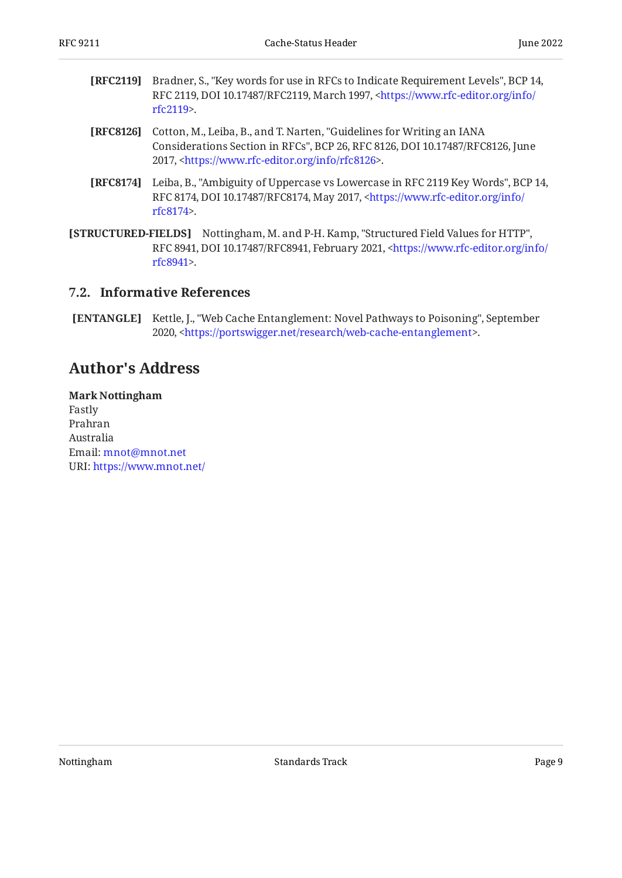**[RFC2119]** Bradner, S., "Key words for use in RFCs to Indicate Requirement Levels", BCP 14, RFC 2119, DOI 10.17487/RFC2119, March 1997, <https://www.rfc-editor.org/info/rfc2119>.

**[RFC8126]** Cotton, M., Leiba, B., and T. Narten, "Guidelines for Writing an IANA Considerations Section in RFCs", BCP 26, RFC 8126, DOI 10.17487/RFC8126, June 2017, <https://www.rfc-editor.org/info/rfc8126>.

**[RFC8174]** Leiba, B., "Ambiguity of Uppercase vs Lowercase in RFC 2119 Key Words", BCP 14, RFC 8174, DOI 10.17487/RFC8174, May 2017, <https://www.rfc-editor.org/info/rfc8174>.

**[STRUCTURED-FIELDS]** Nottingham, M. and P-H. Kamp, "Structured Field Values for HTTP", RFC 8941, DOI 10.17487/RFC8941, February 2021, <https://www.rfc-editor.org/info/rfc8941>.

### 7.2. Informative References

**[ENTANGLE]** Kettle, J., "Web Cache Entanglement: Novel Pathways to Poisoning", September 2020, <https://portswigger.net/research/web-cache-entanglement>.

## Author's Address

**Mark Nottingham**
Fastly
Prahran
Australia
Email: mnot@mnot.net
URI: https://www.mnot.net/